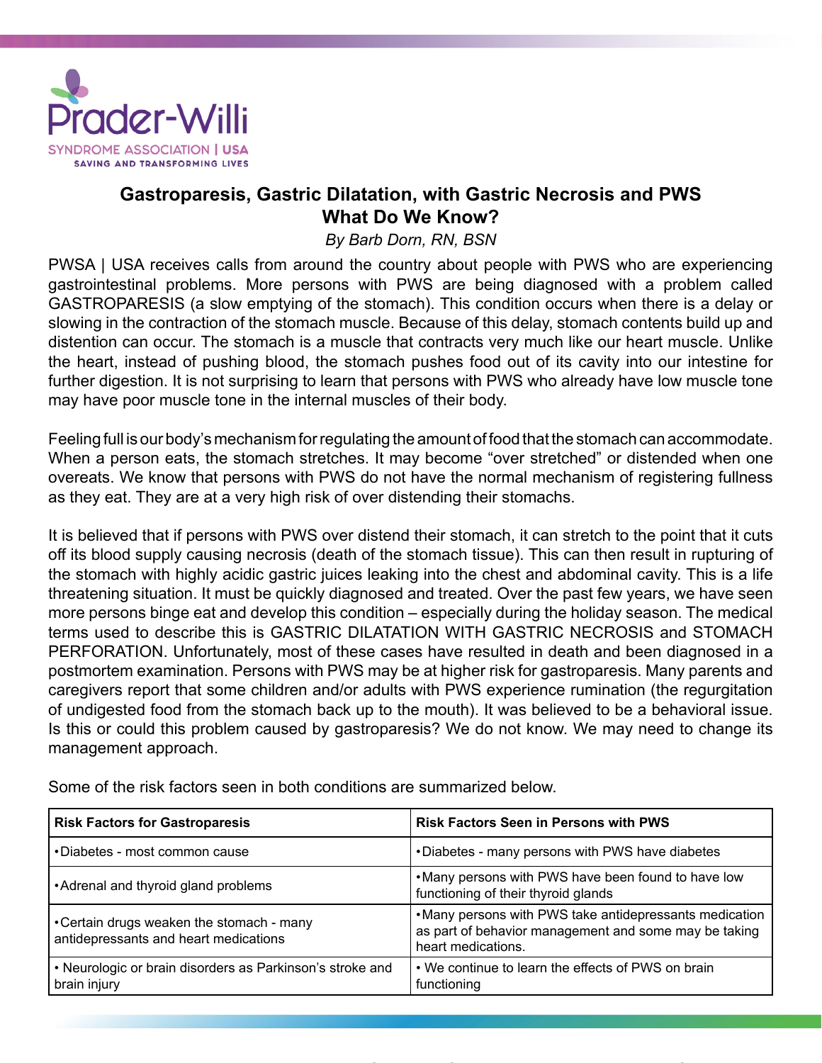Prader-Willi
SYNDROME ASSOCIATION | USA
SAVING AND TRANSFORMING LIVES

# Gastroparesis, Gastric Dilatation, with Gastric Necrosis and PWS
# What Do We Know?

*By Barb Dorn, RN, BSN*

PWSA | USA receives calls from around the country about people with PWS who are experiencing gastrointestinal problems. More persons with PWS are being diagnosed with a problem called GASTROPARESIS (a slow emptying of the stomach). This condition occurs when there is a delay or slowing in the contraction of the stomach muscle. Because of this delay, stomach contents build up and distention can occur. The stomach is a muscle that contracts very much like our heart muscle. Unlike the heart, instead of pushing blood, the stomach pushes food out of its cavity into our intestine for further digestion. It is not surprising to learn that persons with PWS who already have low muscle tone may have poor muscle tone in the internal muscles of their body.

Feeling full is our body's mechanism for regulating the amount of food that the stomach can accommodate. When a person eats, the stomach stretches. It may become "over stretched" or distended when one overeats. We know that persons with PWS do not have the normal mechanism of registering fullness as they eat. They are at a very high risk of over distending their stomachs.

It is believed that if persons with PWS over distend their stomach, it can stretch to the point that it cuts off its blood supply causing necrosis (death of the stomach tissue). This can then result in rupturing of the stomach with highly acidic gastric juices leaking into the chest and abdominal cavity. This is a life threatening situation. It must be quickly diagnosed and treated. Over the past few years, we have seen more persons binge eat and develop this condition – especially during the holiday season. The medical terms used to describe this is GASTRIC DILATATION WITH GASTRIC NECROSIS and STOMACH PERFORATION. Unfortunately, most of these cases have resulted in death and been diagnosed in a postmortem examination. Persons with PWS may be at higher risk for gastroparesis. Many parents and caregivers report that some children and/or adults with PWS experience rumination (the regurgitation of undigested food from the stomach back up to the mouth). It was believed to be a behavioral issue. Is this or could this problem caused by gastroparesis? We do not know. We may need to change its management approach.

Some of the risk factors seen in both conditions are summarized below.

| Risk Factors for Gastroparesis | Risk Factors Seen in Persons with PWS |
|---|---|
| • Diabetes - most common cause | • Diabetes - many persons with PWS have diabetes |
| • Adrenal and thyroid gland problems | • Many persons with PWS have been found to have low functioning of their thyroid glands |
| • Certain drugs weaken the stomach - many antidepressants and heart medications | • Many persons with PWS take antidepressants medication as part of behavior management and some may be taking heart medications. |
| • Neurologic or brain disorders as Parkinson's stroke and brain injury | • We continue to learn the effects of PWS on brain functioning |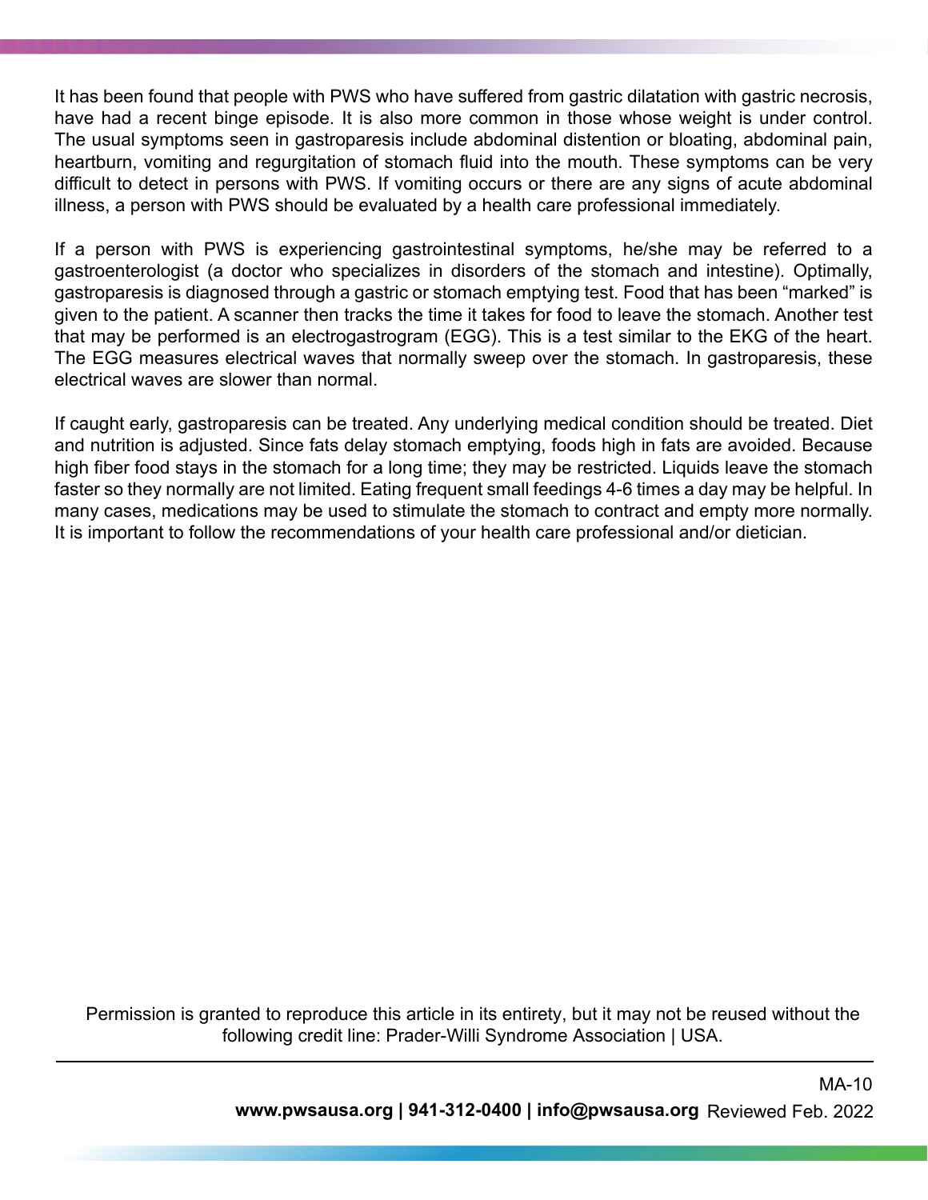It has been found that people with PWS who have suffered from gastric dilatation with gastric necrosis, have had a recent binge episode. It is also more common in those whose weight is under control. The usual symptoms seen in gastroparesis include abdominal distention or bloating, abdominal pain, heartburn, vomiting and regurgitation of stomach fluid into the mouth. These symptoms can be very difficult to detect in persons with PWS. If vomiting occurs or there are any signs of acute abdominal illness, a person with PWS should be evaluated by a health care professional immediately.

If a person with PWS is experiencing gastrointestinal symptoms, he/she may be referred to a gastroenterologist (a doctor who specializes in disorders of the stomach and intestine). Optimally, gastroparesis is diagnosed through a gastric or stomach emptying test. Food that has been "marked" is given to the patient. A scanner then tracks the time it takes for food to leave the stomach. Another test that may be performed is an electrogastrogram (EGG). This is a test similar to the EKG of the heart. The EGG measures electrical waves that normally sweep over the stomach. In gastroparesis, these electrical waves are slower than normal.

If caught early, gastroparesis can be treated. Any underlying medical condition should be treated. Diet and nutrition is adjusted. Since fats delay stomach emptying, foods high in fats are avoided. Because high fiber food stays in the stomach for a long time; they may be restricted. Liquids leave the stomach faster so they normally are not limited. Eating frequent small feedings 4-6 times a day may be helpful. In many cases, medications may be used to stimulate the stomach to contract and empty more normally. It is important to follow the recommendations of your health care professional and/or dietician.

Permission is granted to reproduce this article in its entirety, but it may not be reused without the following credit line: Prader-Willi Syndrome Association | USA.

MA-10

**www.pwsausa.org | 941-312-0400 | info@pwsausa.org** Reviewed Feb. 2022